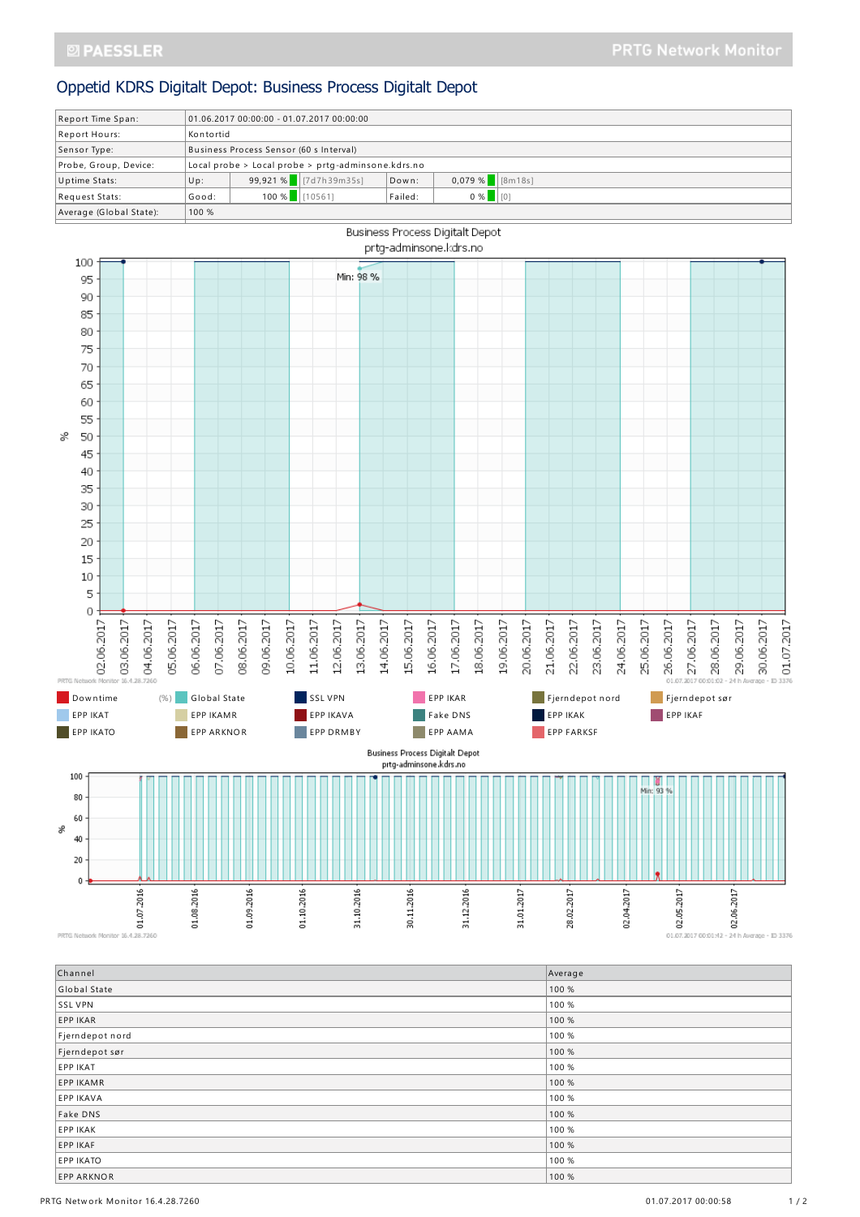# Oppetid KDRS Digitalt Depot: Business Process Digitalt Depot

| | | | | | |
|---|---|---|---|---|---|
| Report Time Span: | 01.06.2017 00:00:00 - 01.07.2017 00:00:00 | | | | |
| Report Hours: | Kontortid | | | | |
| Sensor Type: | Business Process Sensor (60 s Interval) | | | | |
| Probe, Group, Device: | Local probe > Local probe > prtg-adminsone.kdrs.no | | | | |
| Uptime Stats: | Up: | 99,921 % [7d7h39m35s] | Down: | 0,079 % [8m18s] | |
| Request Stats: | Good: | 100 % [10561] | Failed: | 0 % [0] | |
| Average (Global State): | 100 % | | | | |

Legend: Downtime (%), Global State, SSL VPN, EPP IKAR, Fjerndepot nord, Fjerndepot sør, EPP IKAT, EPP IKAMR, EPP IKAVA, Fake DNS, EPP IKAK, EPP IKAF, EPP IKATO, EPP ARKNOR, EPP DRMBY, EPP AAMA, EPP FARKSF

| Channel | Average |
|---|---|
| Global State | 100 % |
| SSL VPN | 100 % |
| EPP IKAR | 100 % |
| Fjerndepot nord | 100 % |
| Fjerndepot sør | 100 % |
| EPP IKAT | 100 % |
| EPP IKAMR | 100 % |
| EPP IKAVA | 100 % |
| Fake DNS | 100 % |
| EPP IKAK | 100 % |
| EPP IKAF | 100 % |
| EPP IKATO | 100 % |
| EPP ARKNOR | 100 % |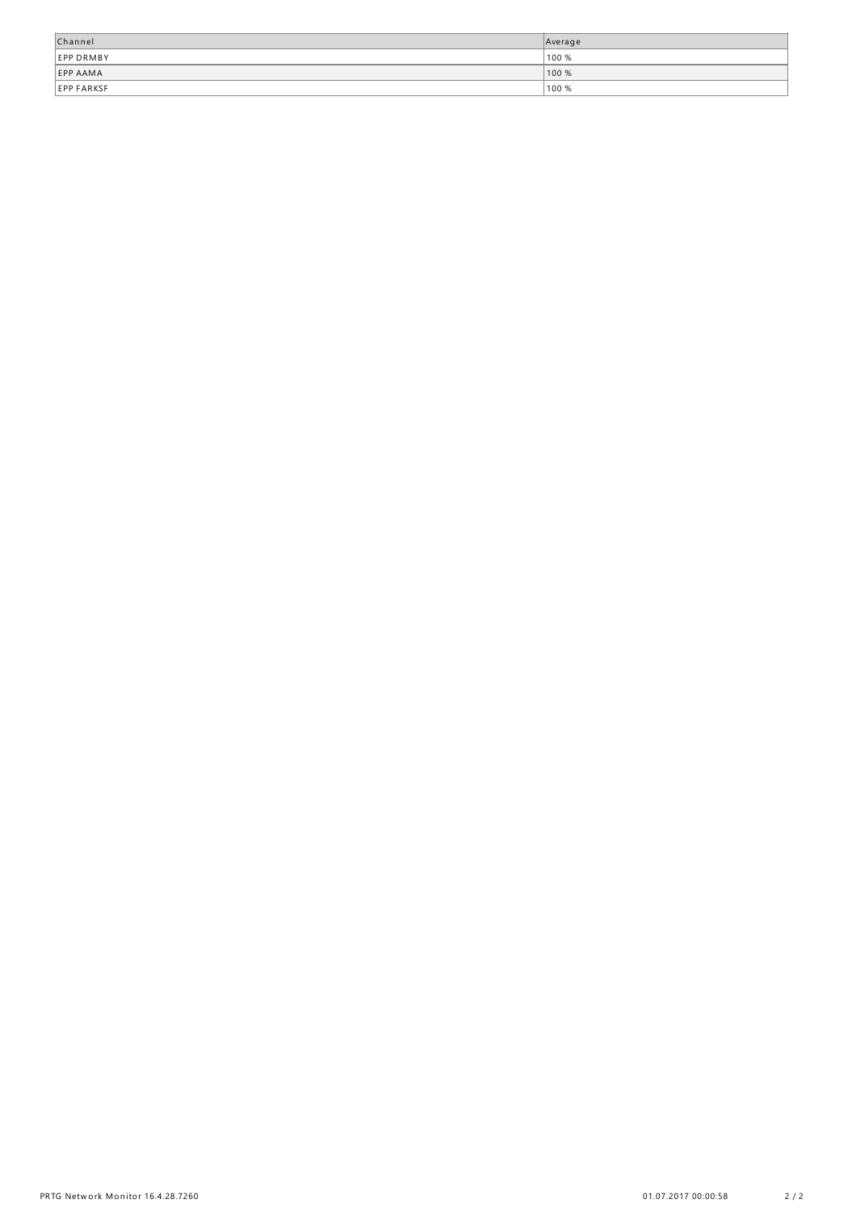| Channel | Average |
| --- | --- |
| EPP DRMBY | 100 % |
| EPP AAMA | 100 % |
| EPP FARKSF | 100 % |